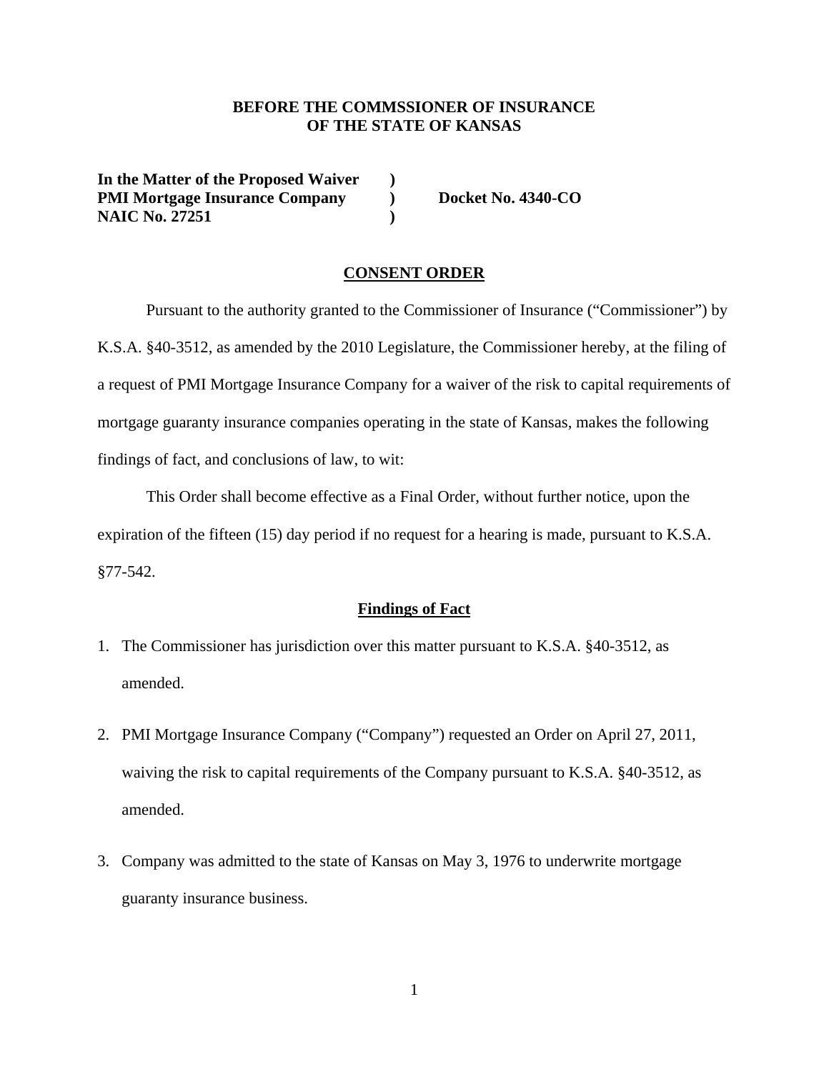**BEFORE THE COMMSSIONER OF INSURANCE**
**OF THE STATE OF KANSAS**

**In the Matter of the Proposed Waiver )**
**PMI Mortgage Insurance Company ) Docket No. 4340-CO**
**NAIC No. 27251 )**

**CONSENT ORDER**

Pursuant to the authority granted to the Commissioner of Insurance ("Commissioner") by K.S.A. §40-3512, as amended by the 2010 Legislature, the Commissioner hereby, at the filing of a request of PMI Mortgage Insurance Company for a waiver of the risk to capital requirements of mortgage guaranty insurance companies operating in the state of Kansas, makes the following findings of fact, and conclusions of law, to wit:

This Order shall become effective as a Final Order, without further notice, upon the expiration of the fifteen (15) day period if no request for a hearing is made, pursuant to K.S.A. §77-542.

**Findings of Fact**

1. The Commissioner has jurisdiction over this matter pursuant to K.S.A. §40-3512, as amended.

2. PMI Mortgage Insurance Company ("Company") requested an Order on April 27, 2011, waiving the risk to capital requirements of the Company pursuant to K.S.A. §40-3512, as amended.

3. Company was admitted to the state of Kansas on May 3, 1976 to underwrite mortgage guaranty insurance business.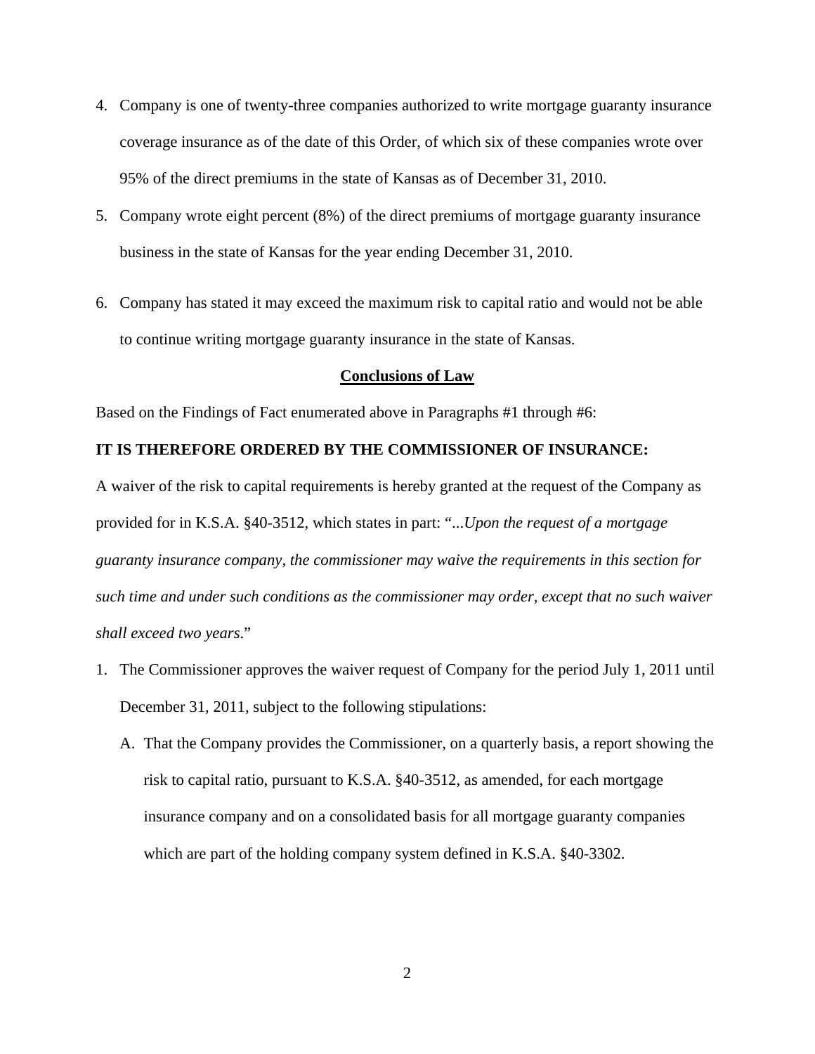4. Company is one of twenty-three companies authorized to write mortgage guaranty insurance coverage insurance as of the date of this Order, of which six of these companies wrote over 95% of the direct premiums in the state of Kansas as of December 31, 2010.
5. Company wrote eight percent (8%) of the direct premiums of mortgage guaranty insurance business in the state of Kansas for the year ending December 31, 2010.
6. Company has stated it may exceed the maximum risk to capital ratio and would not be able to continue writing mortgage guaranty insurance in the state of Kansas.

**Conclusions of Law**

Based on the Findings of Fact enumerated above in Paragraphs #1 through #6:

**IT IS THEREFORE ORDERED BY THE COMMISSIONER OF INSURANCE:**

A waiver of the risk to capital requirements is hereby granted at the request of the Company as provided for in K.S.A. §40-3512, which states in part: "*...Upon the request of a mortgage guaranty insurance company, the commissioner may waive the requirements in this section for such time and under such conditions as the commissioner may order, except that no such waiver shall exceed two years*."

1. The Commissioner approves the waiver request of Company for the period July 1, 2011 until December 31, 2011, subject to the following stipulations:
   A. That the Company provides the Commissioner, on a quarterly basis, a report showing the risk to capital ratio, pursuant to K.S.A. §40-3512, as amended, for each mortgage insurance company and on a consolidated basis for all mortgage guaranty companies which are part of the holding company system defined in K.S.A. §40-3302.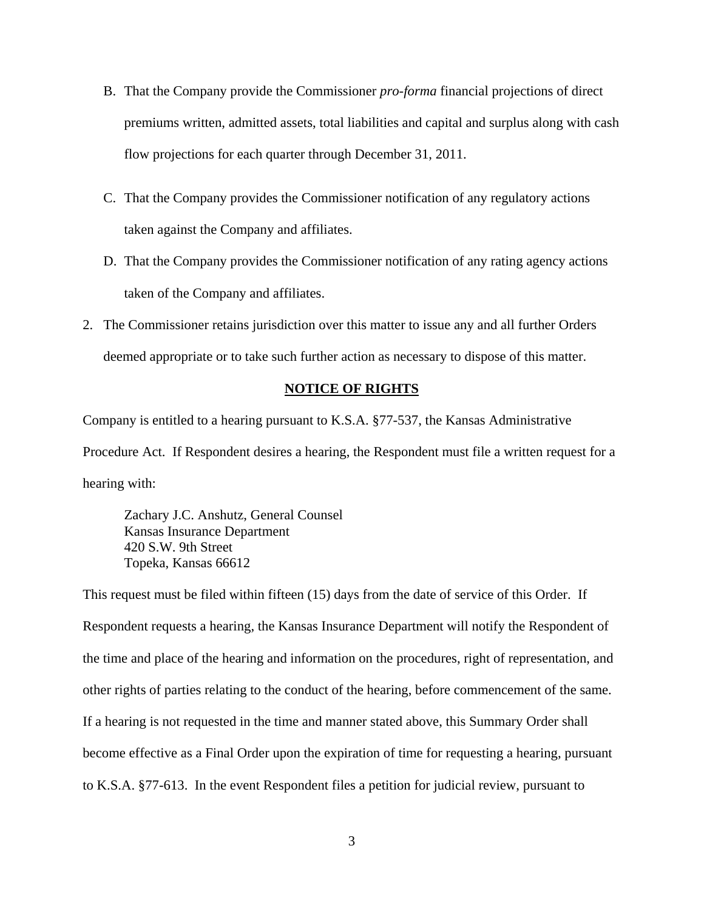B. That the Company provide the Commissioner *pro-forma* financial projections of direct premiums written, admitted assets, total liabilities and capital and surplus along with cash flow projections for each quarter through December 31, 2011.

C. That the Company provides the Commissioner notification of any regulatory actions taken against the Company and affiliates.

D. That the Company provides the Commissioner notification of any rating agency actions taken of the Company and affiliates.

2. The Commissioner retains jurisdiction over this matter to issue any and all further Orders deemed appropriate or to take such further action as necessary to dispose of this matter.

**NOTICE OF RIGHTS**

Company is entitled to a hearing pursuant to K.S.A. §77-537, the Kansas Administrative Procedure Act. If Respondent desires a hearing, the Respondent must file a written request for a hearing with:

Zachary J.C. Anshutz, General Counsel
Kansas Insurance Department
420 S.W. 9th Street
Topeka, Kansas 66612

This request must be filed within fifteen (15) days from the date of service of this Order. If Respondent requests a hearing, the Kansas Insurance Department will notify the Respondent of the time and place of the hearing and information on the procedures, right of representation, and other rights of parties relating to the conduct of the hearing, before commencement of the same. If a hearing is not requested in the time and manner stated above, this Summary Order shall become effective as a Final Order upon the expiration of time for requesting a hearing, pursuant to K.S.A. §77-613. In the event Respondent files a petition for judicial review, pursuant to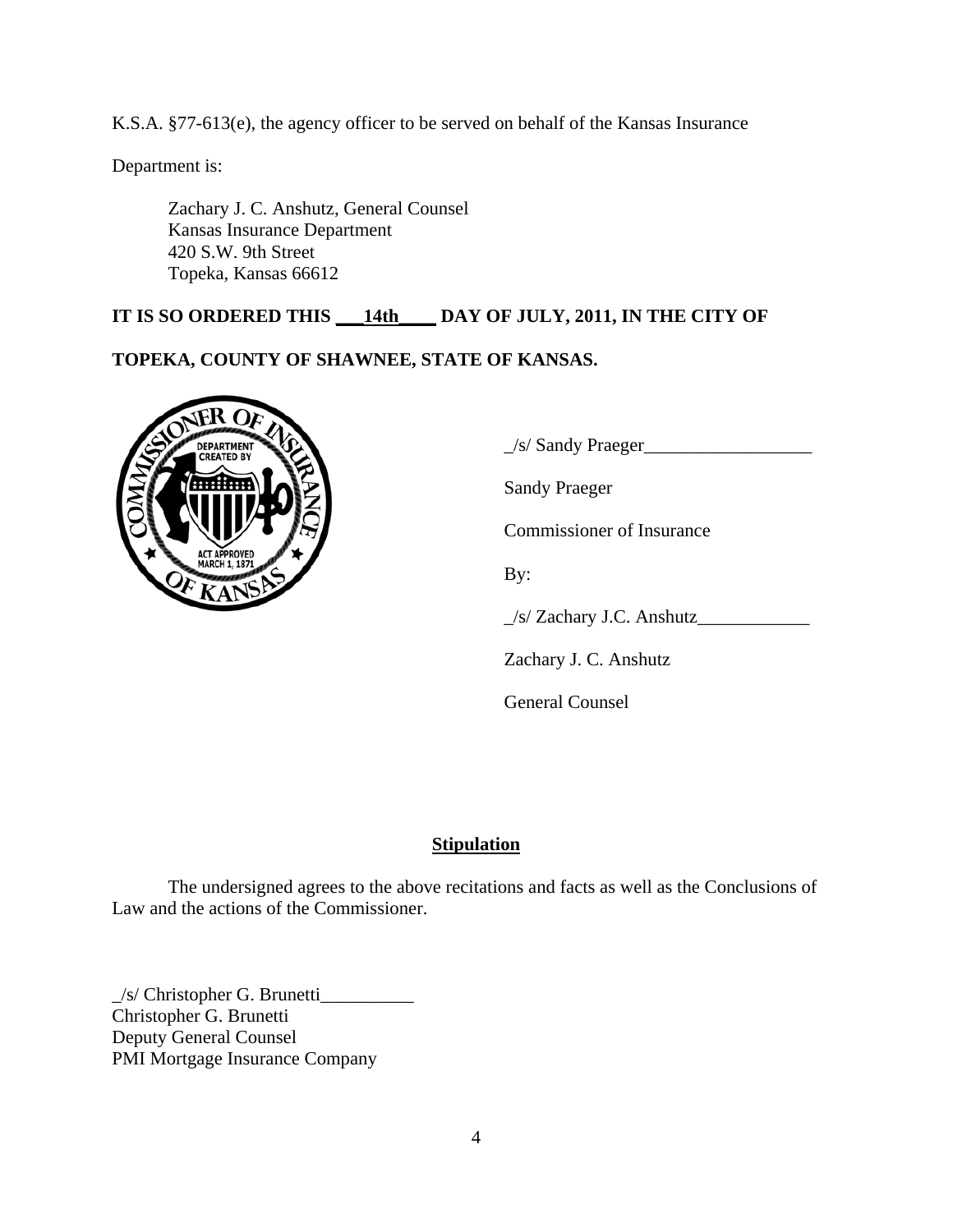K.S.A. §77-613(e), the agency officer to be served on behalf of the Kansas Insurance

Department is:

Zachary J. C. Anshutz, General Counsel
Kansas Insurance Department
420 S.W. 9th Street
Topeka, Kansas 66612

**IT IS SO ORDERED THIS \_\_\_14th\_\_\_\_ DAY OF JULY, 2011, IN THE CITY OF TOPEKA, COUNTY OF SHAWNEE, STATE OF KANSAS.**

_/s/ Sandy Praeger__________________

Sandy Praeger

Commissioner of Insurance

By:

_/s/ Zachary J.C. Anshutz____________

Zachary J. C. Anshutz

General Counsel

**Stipulation**

The undersigned agrees to the above recitations and facts as well as the Conclusions of Law and the actions of the Commissioner.

_/s/ Christopher G. Brunetti__________
Christopher G. Brunetti
Deputy General Counsel
PMI Mortgage Insurance Company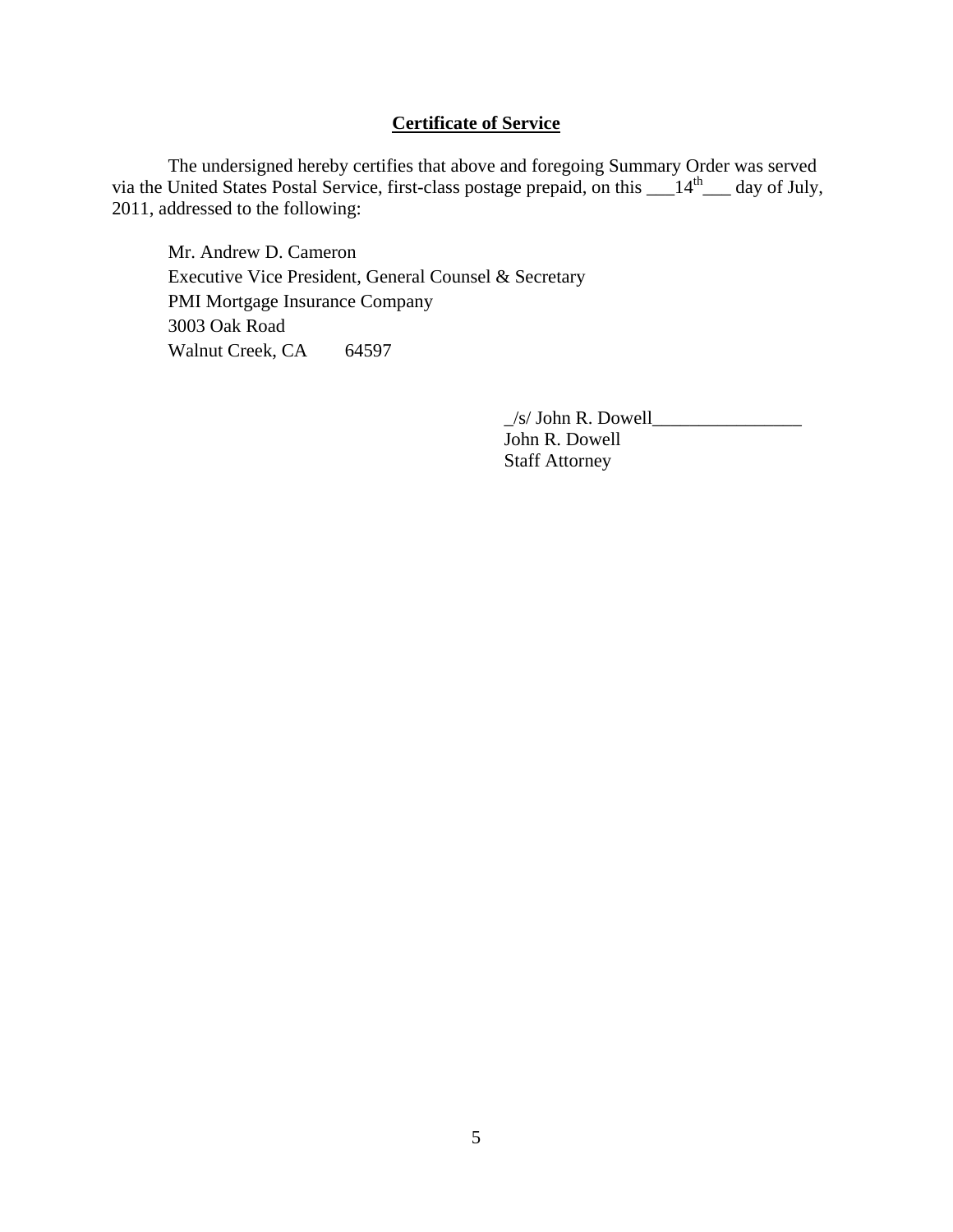**Certificate of Service**

The undersigned hereby certifies that above and foregoing Summary Order was served via the United States Postal Service, first-class postage prepaid, on this ___14th___ day of July, 2011, addressed to the following:

Mr. Andrew D. Cameron
Executive Vice President, General Counsel & Secretary
PMI Mortgage Insurance Company
3003 Oak Road
Walnut Creek, CA 64597

_/s/ John R. Dowell________________
John R. Dowell
Staff Attorney